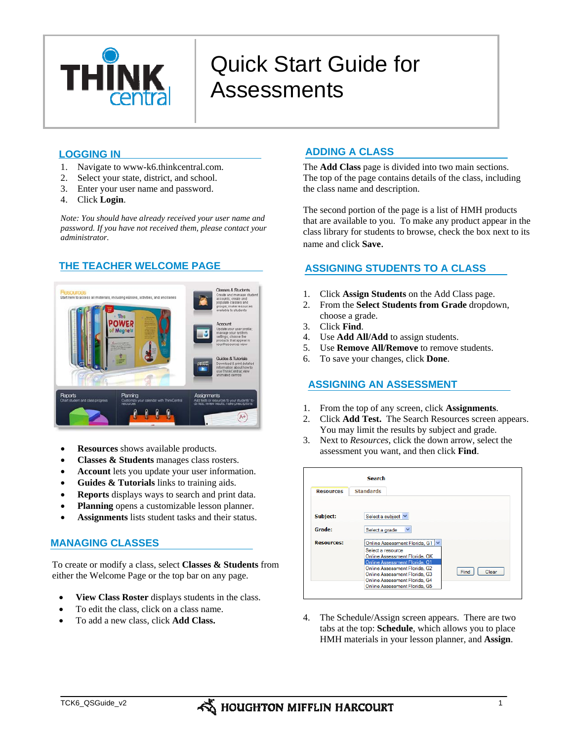# Quick Start Guide for Assessments

## LOGGING IN

1. Navigate to www-k6.thinkcentral.com.
2. Select your state, district, and school.
3. Enter your user name and password.
4. Click **Login**.

*Note: You should have already received your user name and password. If you have not received them, please contact your administrator.*

## THE TEACHER WELCOME PAGE

- **Resources** shows available products.
- **Classes & Students** manages class rosters.
- **Account** lets you update your user information.
- **Guides & Tutorials** links to training aids.
- **Reports** displays ways to search and print data.
- **Planning** opens a customizable lesson planner.
- **Assignments** lists student tasks and their status.

## MANAGING CLASSES

To create or modify a class, select **Classes & Students** from either the Welcome Page or the top bar on any page.

- **View Class Roster** displays students in the class.
- To edit the class, click on a class name.
- To add a new class, click **Add Class.**

## ADDING A CLASS

The **Add Class** page is divided into two main sections. The top of the page contains details of the class, including the class name and description.

The second portion of the page is a list of HMH products that are available to you. To make any product appear in the class library for students to browse, check the box next to its name and click **Save.**

## ASSIGNING STUDENTS TO A CLASS

1. Click **Assign Students** on the Add Class page.
2. From the **Select Students from Grade** dropdown, choose a grade.
3. Click **Find**.
4. Use **Add All/Add** to assign students.
5. Use **Remove All/Remove** to remove students.
6. To save your changes, click **Done**.

## ASSIGNING AN ASSESSMENT

1. From the top of any screen, click **Assignments**.
2. Click **Add Test.** The Search Resources screen appears. You may limit the results by subject and grade.
3. Next to *Resources*, click the down arrow, select the assessment you want, and then click **Find**.

4. The Schedule/Assign screen appears. There are two tabs at the top: **Schedule**, which allows you to place HMH materials in your lesson planner, and **Assign**.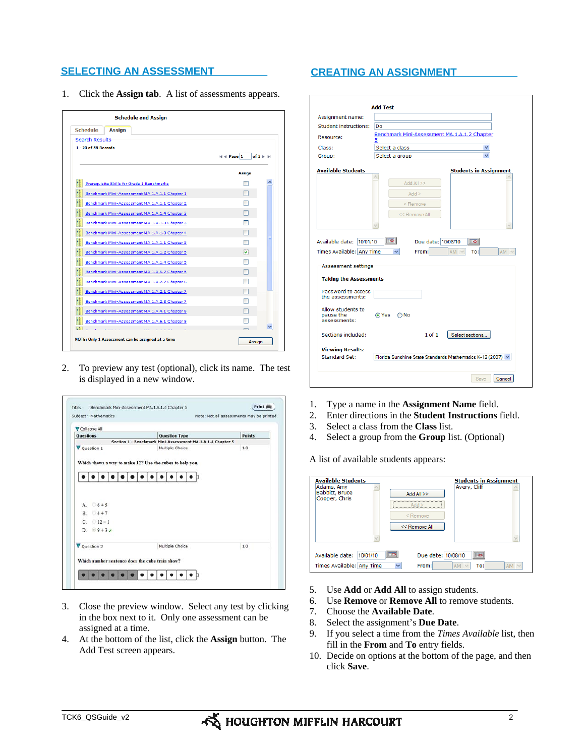## SELECTING AN ASSESSMENT

1. Click the **Assign tab**. A list of assessments appears.

2. To preview any test (optional), click its name. The test is displayed in a new window.

3. Close the preview window. Select any test by clicking in the box next to it. Only one assessment can be assigned at a time.
4. At the bottom of the list, click the **Assign** button. The Add Test screen appears.

## CREATING AN ASSIGNMENT

1. Type a name in the **Assignment Name** field.
2. Enter directions in the **Student Instructions** field.
3. Select a class from the **Class** list.
4. Select a group from the **Group** list. (Optional)

A list of available students appears:

5. Use **Add** or **Add All** to assign students.
6. Use **Remove** or **Remove All** to remove students.
7. Choose the **Available Date**.
8. Select the assignment's **Due Date**.
9. If you select a time from the *Times Available* list, then fill in the **From** and **To** entry fields.
10. Decide on options at the bottom of the page, and then click **Save**.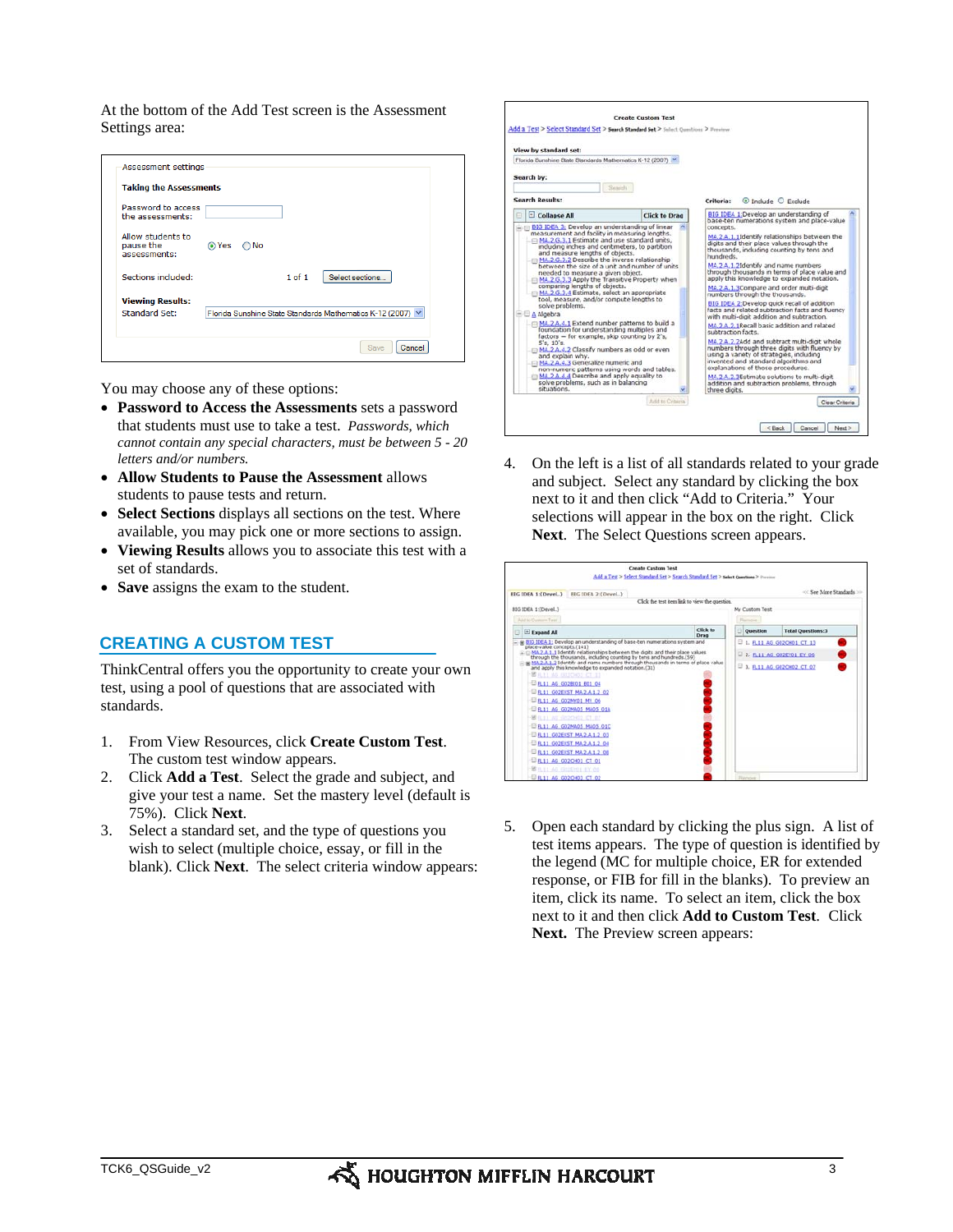At the bottom of the Add Test screen is the Assessment Settings area:

You may choose any of these options:

- **Password to Access the Assessments** sets a password that students must use to take a test. *Passwords, which cannot contain any special characters, must be between 5 - 20 letters and/or numbers.*
- **Allow Students to Pause the Assessment** allows students to pause tests and return.
- **Select Sections** displays all sections on the test. Where available, you may pick one or more sections to assign.
- **Viewing Results** allows you to associate this test with a set of standards.
- **Save** assigns the exam to the student.

## CREATING A CUSTOM TEST

ThinkCentral offers you the opportunity to create your own test, using a pool of questions that are associated with standards.

1. From View Resources, click **Create Custom Test**. The custom test window appears.
2. Click **Add a Test**. Select the grade and subject, and give your test a name. Set the mastery level (default is 75%). Click **Next**.
3. Select a standard set, and the type of questions you wish to select (multiple choice, essay, or fill in the blank). Click **Next**. The select criteria window appears:
4. On the left is a list of all standards related to your grade and subject. Select any standard by clicking the box next to it and then click "Add to Criteria." Your selections will appear in the box on the right. Click **Next**. The Select Questions screen appears.
5. Open each standard by clicking the plus sign. A list of test items appears. The type of question is identified by the legend (MC for multiple choice, ER for extended response, or FIB for fill in the blanks). To preview an item, click its name. To select an item, click the box next to it and then click **Add to Custom Test**. Click **Next.** The Preview screen appears: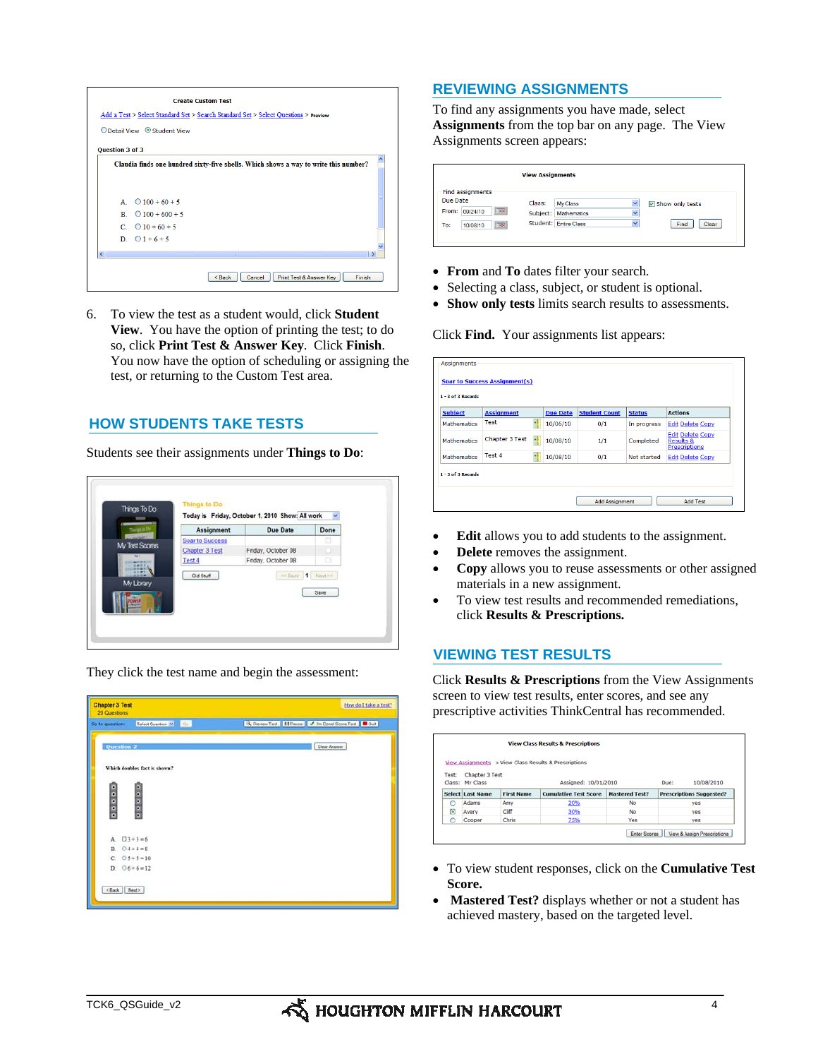6. To view the test as a student would, click **Student View**. You have the option of printing the test; to do so, click **Print Test & Answer Key**. Click **Finish**. You now have the option of scheduling or assigning the test, or returning to the Custom Test area.

## HOW STUDENTS TAKE TESTS

Students see their assignments under **Things to Do**:

They click the test name and begin the assessment:

## REVIEWING ASSIGNMENTS

To find any assignments you have made, select **Assignments** from the top bar on any page. The View Assignments screen appears:

- **From** and **To** dates filter your search.
- Selecting a class, subject, or student is optional.
- **Show only tests** limits search results to assessments.

Click **Find.** Your assignments list appears:

- **Edit** allows you to add students to the assignment.
- **Delete** removes the assignment.
- **Copy** allows you to reuse assessments or other assigned materials in a new assignment.
- To view test results and recommended remediations, click **Results & Prescriptions.**

## VIEWING TEST RESULTS

Click **Results & Prescriptions** from the View Assignments screen to view test results, enter scores, and see any prescriptive activities ThinkCentral has recommended.

- To view student responses, click on the **Cumulative Test Score.**
- **Mastered Test?** displays whether or not a student has achieved mastery, based on the targeted level.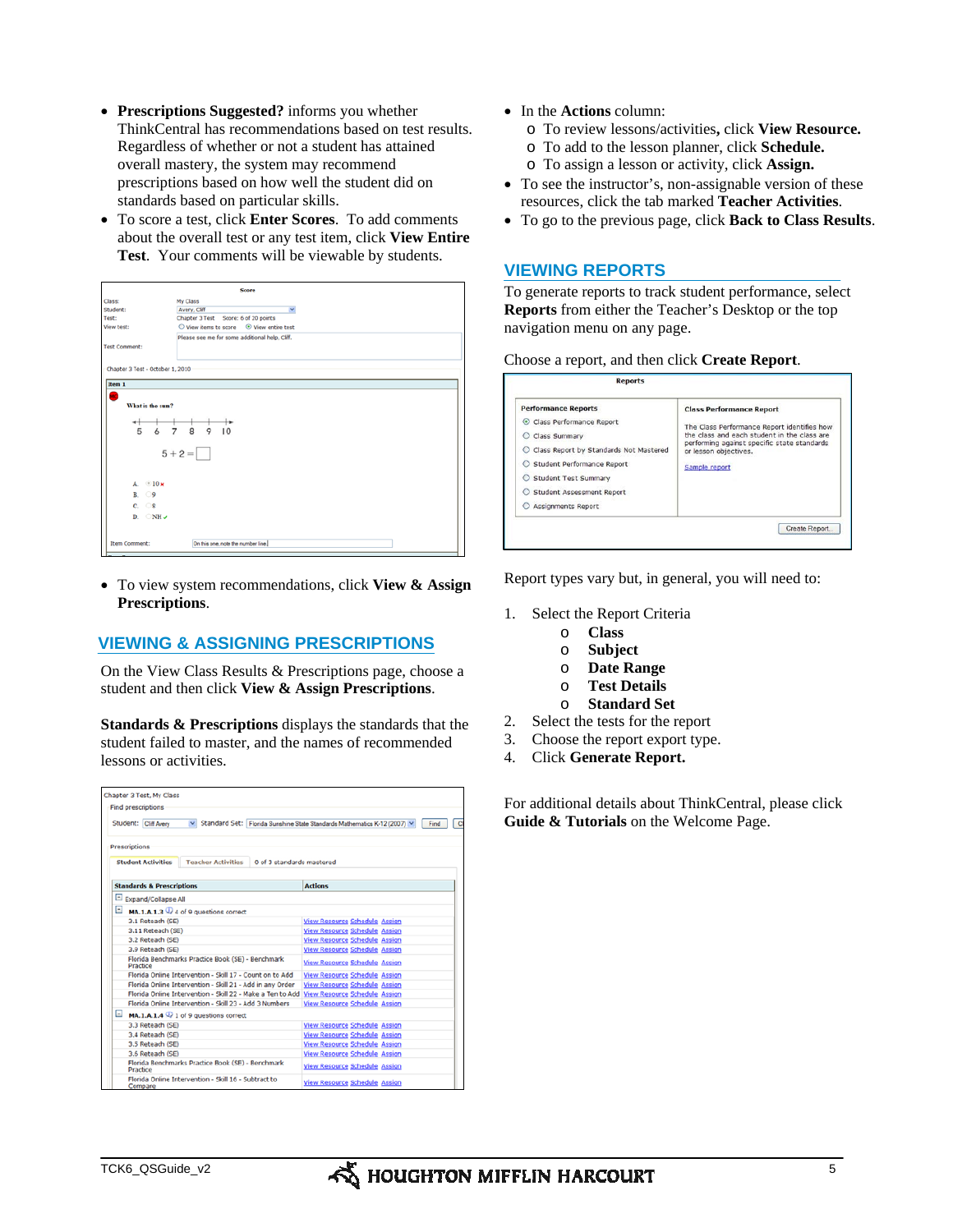- **Prescriptions Suggested?** informs you whether ThinkCentral has recommendations based on test results. Regardless of whether or not a student has attained overall mastery, the system may recommend prescriptions based on how well the student did on standards based on particular skills.
- To score a test, click **Enter Scores**. To add comments about the overall test or any test item, click **View Entire Test**. Your comments will be viewable by students.

- To view system recommendations, click **View & Assign Prescriptions**.

## VIEWING & ASSIGNING PRESCRIPTIONS

On the View Class Results & Prescriptions page, choose a student and then click **View & Assign Prescriptions**.

**Standards & Prescriptions** displays the standards that the student failed to master, and the names of recommended lessons or activities.

- In the **Actions** column:
  - To review lessons/activities**,** click **View Resource.**
  - To add to the lesson planner, click **Schedule.**
  - To assign a lesson or activity, click **Assign.**
- To see the instructor's, non-assignable version of these resources, click the tab marked **Teacher Activities**.
- To go to the previous page, click **Back to Class Results**.

## VIEWING REPORTS

To generate reports to track student performance, select **Reports** from either the Teacher's Desktop or the top navigation menu on any page.

Choose a report, and then click **Create Report**.

Report types vary but, in general, you will need to:

1. Select the Report Criteria
   - **Class**
   - **Subject**
   - **Date Range**
   - **Test Details**
   - **Standard Set**
2. Select the tests for the report
3. Choose the report export type.
4. Click **Generate Report.**

For additional details about ThinkCentral, please click **Guide & Tutorials** on the Welcome Page.